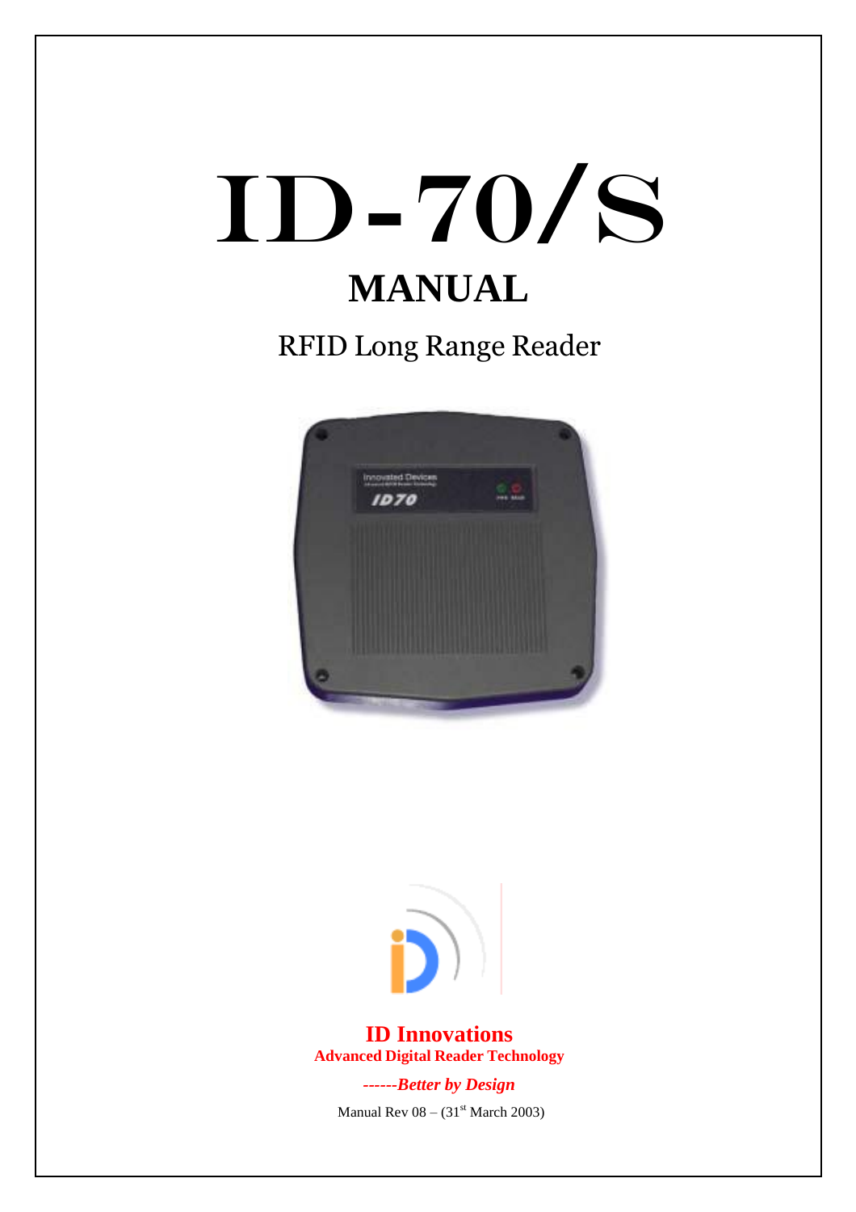# ID-70/S

## MANUAL

RFID Long Range Reader

**ID Innovations**

**Advanced Digital Reader Technology**

***------Better by Design***

Manual Rev 08 – (31st March 2003)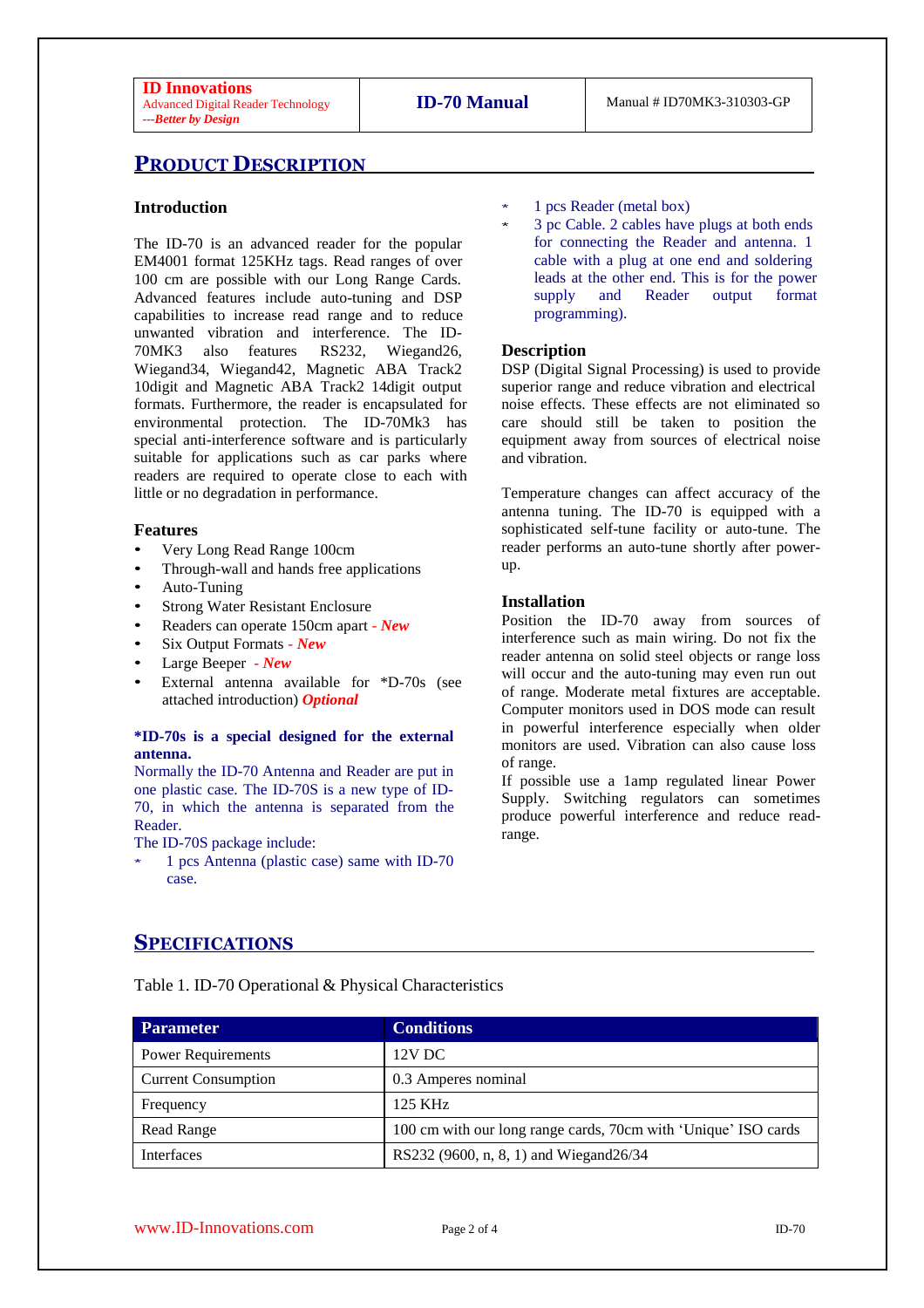## PRODUCT DESCRIPTION

### Introduction

The ID-70 is an advanced reader for the popular EM4001 format 125KHz tags. Read ranges of over 100 cm are possible with our Long Range Cards. Advanced features include auto-tuning and DSP capabilities to increase read range and to reduce unwanted vibration and interference. The ID-70MK3 also features RS232, Wiegand26, Wiegand34, Wiegand42, Magnetic ABA Track2 10digit and Magnetic ABA Track2 14digit output formats. Furthermore, the reader is encapsulated for environmental protection. The ID-70Mk3 has special anti-interference software and is particularly suitable for applications such as car parks where readers are required to operate close to each with little or no degradation in performance.

### Features

- Very Long Read Range 100cm
- Through-wall and hands free applications
- Auto-Tuning
- Strong Water Resistant Enclosure
- Readers can operate 150cm apart - ***New***
- Six Output Formats - ***New***
- Large Beeper - ***New***
- External antenna available for *D-70s (see attached introduction) ***Optional***

**\*ID-70s is a special designed for the external antenna.**

Normally the ID-70 Antenna and Reader are put in one plastic case. The ID-70S is a new type of ID-70, in which the antenna is separated from the Reader.

The ID-70S package include:

- 1 pcs Antenna (plastic case) same with ID-70 case.
- 1 pcs Reader (metal box)
- 3 pc Cable. 2 cables have plugs at both ends for connecting the Reader and antenna. 1 cable with a plug at one end and soldering leads at the other end. This is for the power supply and Reader output format programming).

### Description

DSP (Digital Signal Processing) is used to provide superior range and reduce vibration and electrical noise effects. These effects are not eliminated so care should still be taken to position the equipment away from sources of electrical noise and vibration.

Temperature changes can affect accuracy of the antenna tuning. The ID-70 is equipped with a sophisticated self-tune facility or auto-tune. The reader performs an auto-tune shortly after power-up.

### Installation

Position the ID-70 away from sources of interference such as main wiring. Do not fix the reader antenna on solid steel objects or range loss will occur and the auto-tuning may even run out of range. Moderate metal fixtures are acceptable. Computer monitors used in DOS mode can result in powerful interference especially when older monitors are used. Vibration can also cause loss of range.

If possible use a 1amp regulated linear Power Supply. Switching regulators can sometimes produce powerful interference and reduce read-range.

## SPECIFICATIONS

Table 1. ID-70 Operational & Physical Characteristics

| Parameter | Conditions |
|---|---|
| Power Requirements | 12V DC |
| Current Consumption | 0.3 Amperes nominal |
| Frequency | 125 KHz |
| Read Range | 100 cm with our long range cards, 70cm with 'Unique' ISO cards |
| Interfaces | RS232 (9600, n, 8, 1) and Wiegand26/34 |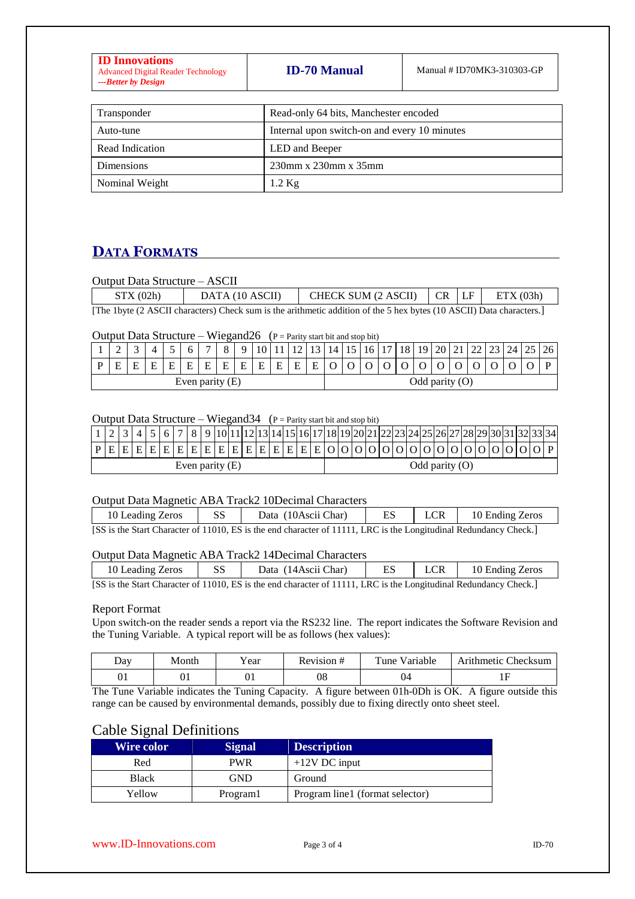| Transponder | Read-only 64 bits, Manchester encoded |
|---|---|
| Auto-tune | Internal upon switch-on and every 10 minutes |
| Read Indication | LED and Beeper |
| Dimensions | 230mm x 230mm x 35mm |
| Nominal Weight | 1.2 Kg |

## DATA FORMATS

Output Data Structure – ASCII

| STX (02h) | DATA (10 ASCII) | CHECK SUM (2 ASCII) | CR | LF | ETX (03h) |
|---|---|---|---|---|---|

[The 1byte (2 ASCII characters) Check sum is the arithmetic addition of the 5 hex bytes (10 ASCII) Data characters.]

Output Data Structure – Wiegand26 (P = Parity start bit and stop bit)

| 1 | 2 | 3 | 4 | 5 | 6 | 7 | 8 | 9 | 10 | 11 | 12 | 13 | 14 | 15 | 16 | 17 | 18 | 19 | 20 | 21 | 22 | 23 | 24 | 25 | 26 |
|---|---|---|---|---|---|---|---|---|---|---|---|---|---|---|---|---|---|---|---|---|---|---|---|---|---|
| P | E | E | E | E | E | E | E | E | E | E | E | E | O | O | O | O | O | O | O | O | O | O | O | O | P |
| Even parity (E) | | | | | | | | | | | | | Odd parity (O) | | | | | | | | | | | | |

Output Data Structure – Wiegand34 (P = Parity start bit and stop bit)

| 1 | 2 | 3 | 4 | 5 | 6 | 7 | 8 | 9 | 10 | 11 | 12 | 13 | 14 | 15 | 16 | 17 | 18 | 19 | 20 | 21 | 22 | 23 | 24 | 25 | 26 | 27 | 28 | 29 | 30 | 31 | 32 | 33 | 34 |
|---|---|---|---|---|---|---|---|---|---|---|---|---|---|---|---|---|---|---|---|---|---|---|---|---|---|---|---|---|---|---|---|---|---|
| P | E | E | E | E | E | E | E | E | E | E | E | E | E | E | E | E | O | O | O | O | O | O | O | O | O | O | O | O | O | O | O | O | P |
| Even parity (E) | | | | | | | | | | | | | | | | | Odd parity (O) | | | | | | | | | | | | | | | | |

Output Data Magnetic ABA Track2 10Decimal Characters

| 10 Leading Zeros | SS | Data (10Ascii Char) | ES | LCR | 10 Ending Zeros |
|---|---|---|---|---|---|

[SS is the Start Character of 11010, ES is the end character of 11111, LRC is the Longitudinal Redundancy Check.]

Output Data Magnetic ABA Track2 14Decimal Characters

| 10 Leading Zeros | SS | Data (14Ascii Char) | ES | LCR | 10 Ending Zeros |
|---|---|---|---|---|---|

[SS is the Start Character of 11010, ES is the end character of 11111, LRC is the Longitudinal Redundancy Check.]

Report Format

Upon switch-on the reader sends a report via the RS232 line. The report indicates the Software Revision and the Tuning Variable. A typical report will be as follows (hex values):

| Day | Month | Year | Revision # | Tune Variable | Arithmetic Checksum |
|---|---|---|---|---|---|
| 01 | 01 | 01 | 08 | 04 | 1F |

The Tune Variable indicates the Tuning Capacity. A figure between 01h-0Dh is OK. A figure outside this range can be caused by environmental demands, possibly due to fixing directly onto sheet steel.

## Cable Signal Definitions

| Wire color | Signal | Description |
|---|---|---|
| Red | PWR | +12V DC input |
| Black | GND | Ground |
| Yellow | Program1 | Program line1 (format selector) |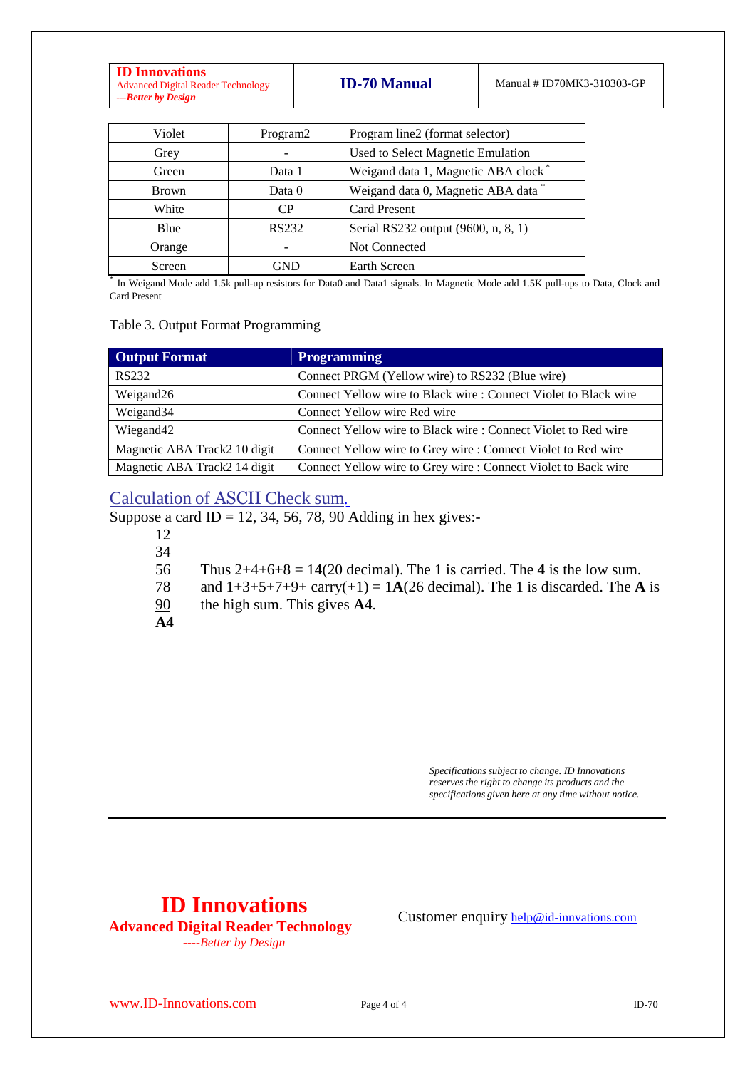| | | |
|---|---|---|
| Violet | Program2 | Program line2 (format selector) |
| Grey | - | Used to Select Magnetic Emulation |
| Green | Data 1 | Weigand data 1, Magnetic ABA clock * |
| Brown | Data 0 | Weigand data 0, Magnetic ABA data * |
| White | CP | Card Present |
| Blue | RS232 | Serial RS232 output (9600, n, 8, 1) |
| Orange | - | Not Connected |
| Screen | GND | Earth Screen |

* In Weigand Mode add 1.5k pull-up resistors for Data0 and Data1 signals. In Magnetic Mode add 1.5K pull-ups to Data, Clock and Card Present

Table 3. Output Format Programming

| Output Format | Programming |
|---|---|
| RS232 | Connect PRGM (Yellow wire) to RS232 (Blue wire) |
| Weigand26 | Connect Yellow wire to Black wire : Connect Violet to Black wire |
| Weigand34 | Connect Yellow wire Red wire |
| Wiegand42 | Connect Yellow wire to Black wire : Connect Violet to Red wire |
| Magnetic ABA Track2 10 digit | Connect Yellow wire to Grey wire : Connect Violet to Red wire |
| Magnetic ABA Track2 14 digit | Connect Yellow wire to Grey wire : Connect Violet to Back wire |

## Calculation of ASCII Check sum.

Suppose a card ID = 12, 34, 56, 78, 90 Adding in hex gives:-

12
34
56
78
90
**A4**

Thus 2+4+6+8 = 1**4**(20 decimal). The 1 is carried. The **4** is the low sum. and 1+3+5+7+9+ carry(+1) = 1**A**(26 decimal). The 1 is discarded. The **A** is the high sum. This gives **A4**.

*Specifications subject to change. ID Innovations reserves the right to change its products and the specifications given here at any time without notice.*

**ID Innovations**
**Advanced Digital Reader Technology**
*----Better by Design*

Customer enquiry help@id-innvations.com

www.ID-Innovations.com